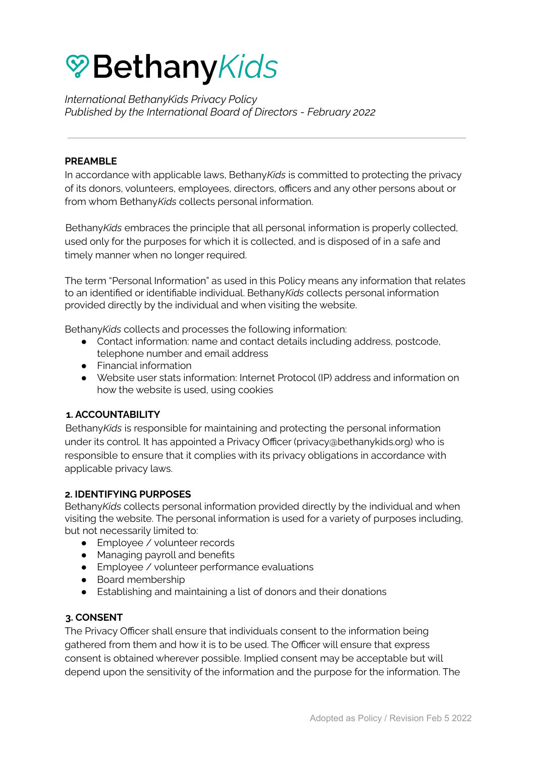# Bethany*Kids*

*International BethanyKids Privacy Policy*
*Published by the International Board of Directors - February 2022*

---

**PREAMBLE**

In accordance with applicable laws, Bethany*Kids* is committed to protecting the privacy of its donors, volunteers, employees, directors, officers and any other persons about or from whom Bethany*Kids* collects personal information.

Bethany*Kids* embraces the principle that all personal information is properly collected, used only for the purposes for which it is collected, and is disposed of in a safe and timely manner when no longer required.

The term "Personal Information" as used in this Policy means any information that relates to an identified or identifiable individual. Bethany*Kids* collects personal information provided directly by the individual and when visiting the website.

Bethany*Kids* collects and processes the following information:

- Contact information: name and contact details including address, postcode, telephone number and email address
- Financial information
- Website user stats information: Internet Protocol (IP) address and information on how the website is used, using cookies

**1. ACCOUNTABILITY**

Bethany*Kids* is responsible for maintaining and protecting the personal information under its control. It has appointed a Privacy Officer (privacy@bethanykids.org) who is responsible to ensure that it complies with its privacy obligations in accordance with applicable privacy laws.

**2. IDENTIFYING PURPOSES**

Bethany*Kids* collects personal information provided directly by the individual and when visiting the website. The personal information is used for a variety of purposes including, but not necessarily limited to:

- Employee / volunteer records
- Managing payroll and benefits
- Employee / volunteer performance evaluations
- Board membership
- Establishing and maintaining a list of donors and their donations

**3. CONSENT**

The Privacy Officer shall ensure that individuals consent to the information being gathered from them and how it is to be used. The Officer will ensure that express consent is obtained wherever possible. Implied consent may be acceptable but will depend upon the sensitivity of the information and the purpose for the information. The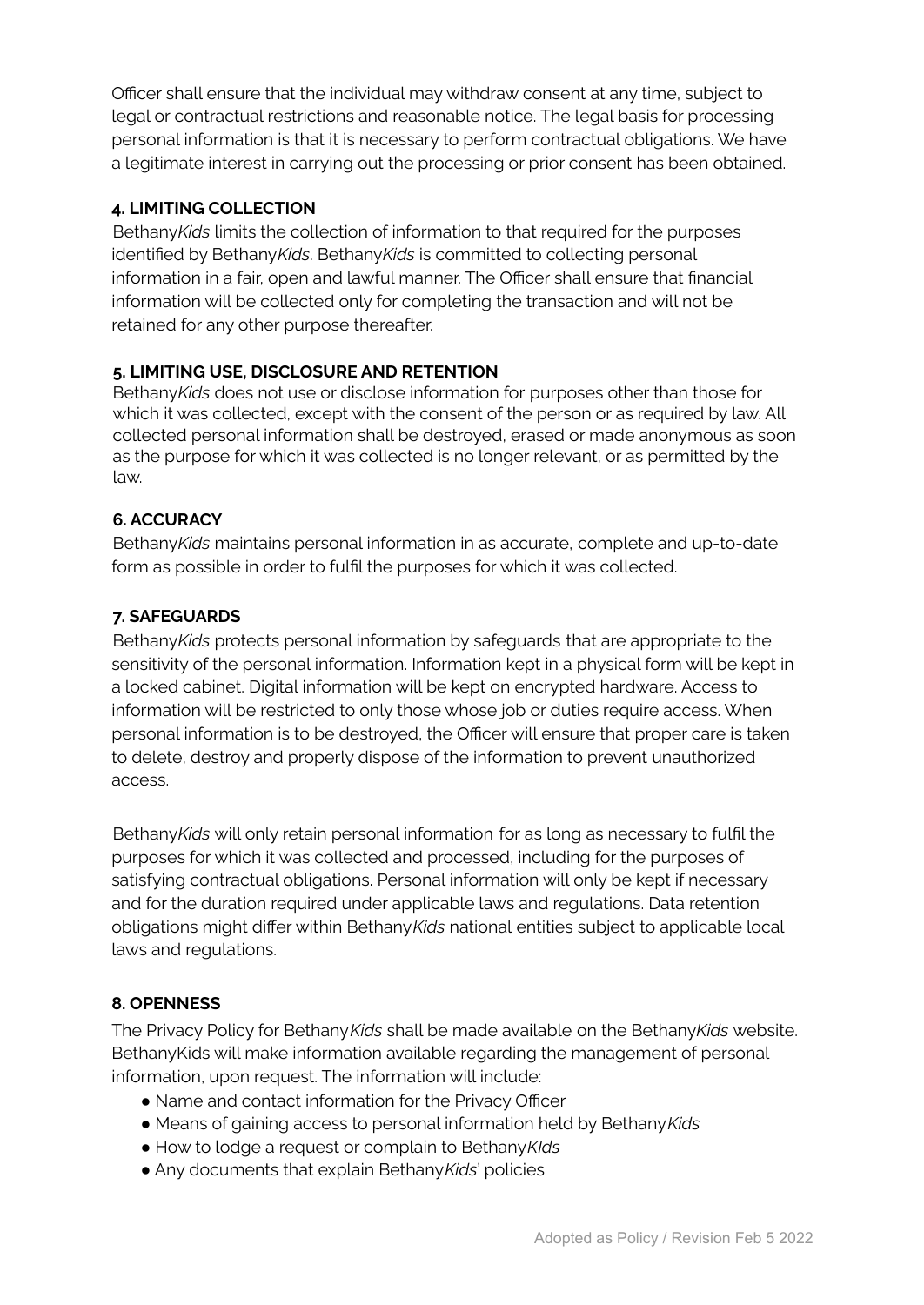Officer shall ensure that the individual may withdraw consent at any time, subject to legal or contractual restrictions and reasonable notice. The legal basis for processing personal information is that it is necessary to perform contractual obligations. We have a legitimate interest in carrying out the processing or prior consent has been obtained.

### 4. LIMITING COLLECTION

Bethany*Kids* limits the collection of information to that required for the purposes identified by Bethany*Kids*. Bethany*Kids* is committed to collecting personal information in a fair, open and lawful manner. The Officer shall ensure that financial information will be collected only for completing the transaction and will not be retained for any other purpose thereafter.

### 5. LIMITING USE, DISCLOSURE AND RETENTION

Bethany*Kids* does not use or disclose information for purposes other than those for which it was collected, except with the consent of the person or as required by law. All collected personal information shall be destroyed, erased or made anonymous as soon as the purpose for which it was collected is no longer relevant, or as permitted by the law.

### 6. ACCURACY

Bethany*Kids* maintains personal information in as accurate, complete and up-to-date form as possible in order to fulfil the purposes for which it was collected.

### 7. SAFEGUARDS

Bethany*Kids* protects personal information by safeguards that are appropriate to the sensitivity of the personal information. Information kept in a physical form will be kept in a locked cabinet. Digital information will be kept on encrypted hardware. Access to information will be restricted to only those whose job or duties require access. When personal information is to be destroyed, the Officer will ensure that proper care is taken to delete, destroy and properly dispose of the information to prevent unauthorized access.

Bethany*Kids* will only retain personal information for as long as necessary to fulfil the purposes for which it was collected and processed, including for the purposes of satisfying contractual obligations. Personal information will only be kept if necessary and for the duration required under applicable laws and regulations. Data retention obligations might differ within Bethany*Kids* national entities subject to applicable local laws and regulations.

### 8. OPENNESS

The Privacy Policy for Bethany*Kids* shall be made available on the Bethany*Kids* website. BethanyKids will make information available regarding the management of personal information, upon request. The information will include:

- Name and contact information for the Privacy Officer
- Means of gaining access to personal information held by Bethany*Kids*
- How to lodge a request or complain to Bethany*KIds*
- Any documents that explain Bethany*Kids*' policies

Adopted as Policy / Revision Feb 5 2022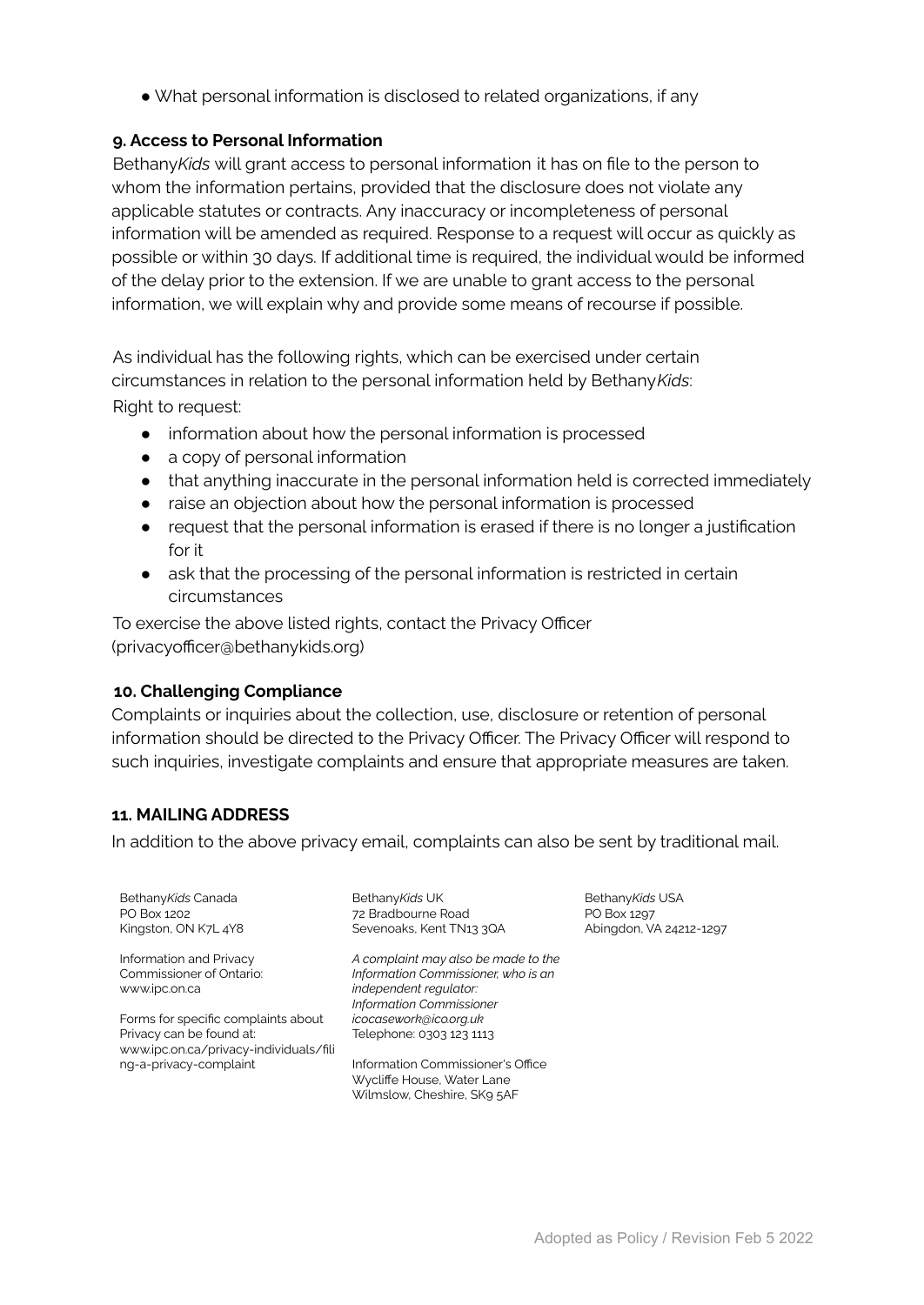- What personal information is disclosed to related organizations, if any

### 9. Access to Personal Information

Bethany*Kids* will grant access to personal information it has on file to the person to whom the information pertains, provided that the disclosure does not violate any applicable statutes or contracts. Any inaccuracy or incompleteness of personal information will be amended as required. Response to a request will occur as quickly as possible or within 30 days. If additional time is required, the individual would be informed of the delay prior to the extension. If we are unable to grant access to the personal information, we will explain why and provide some means of recourse if possible.

As individual has the following rights, which can be exercised under certain circumstances in relation to the personal information held by Bethany*Kids*:

Right to request:

- information about how the personal information is processed
- a copy of personal information
- that anything inaccurate in the personal information held is corrected immediately
- raise an objection about how the personal information is processed
- request that the personal information is erased if there is no longer a justification for it
- ask that the processing of the personal information is restricted in certain circumstances

To exercise the above listed rights, contact the Privacy Officer (privacyofficer@bethanykids.org)

### 10. Challenging Compliance

Complaints or inquiries about the collection, use, disclosure or retention of personal information should be directed to the Privacy Officer. The Privacy Officer will respond to such inquiries, investigate complaints and ensure that appropriate measures are taken.

### 11. MAILING ADDRESS

In addition to the above privacy email, complaints can also be sent by traditional mail.

Bethany*Kids* Canada
PO Box 1202
Kingston, ON K7L 4Y8

Information and Privacy Commissioner of Ontario:
www.ipc.on.ca

Forms for specific complaints about Privacy can be found at:
www.ipc.on.ca/privacy-individuals/filing-a-privacy-complaint

Bethany*Kids* UK
72 Bradbourne Road
Sevenoaks, Kent TN13 3QA

*A complaint may also be made to the Information Commissioner, who is an independent regulator:*
*Information Commissioner*
*icocasework@ico.org.uk*
Telephone: 0303 123 1113

Information Commissioner's Office
Wycliffe House, Water Lane
Wilmslow, Cheshire, SK9 5AF

Bethany*Kids* USA
PO Box 1297
Abingdon, VA 24212-1297

Adopted as Policy / Revision Feb 5 2022